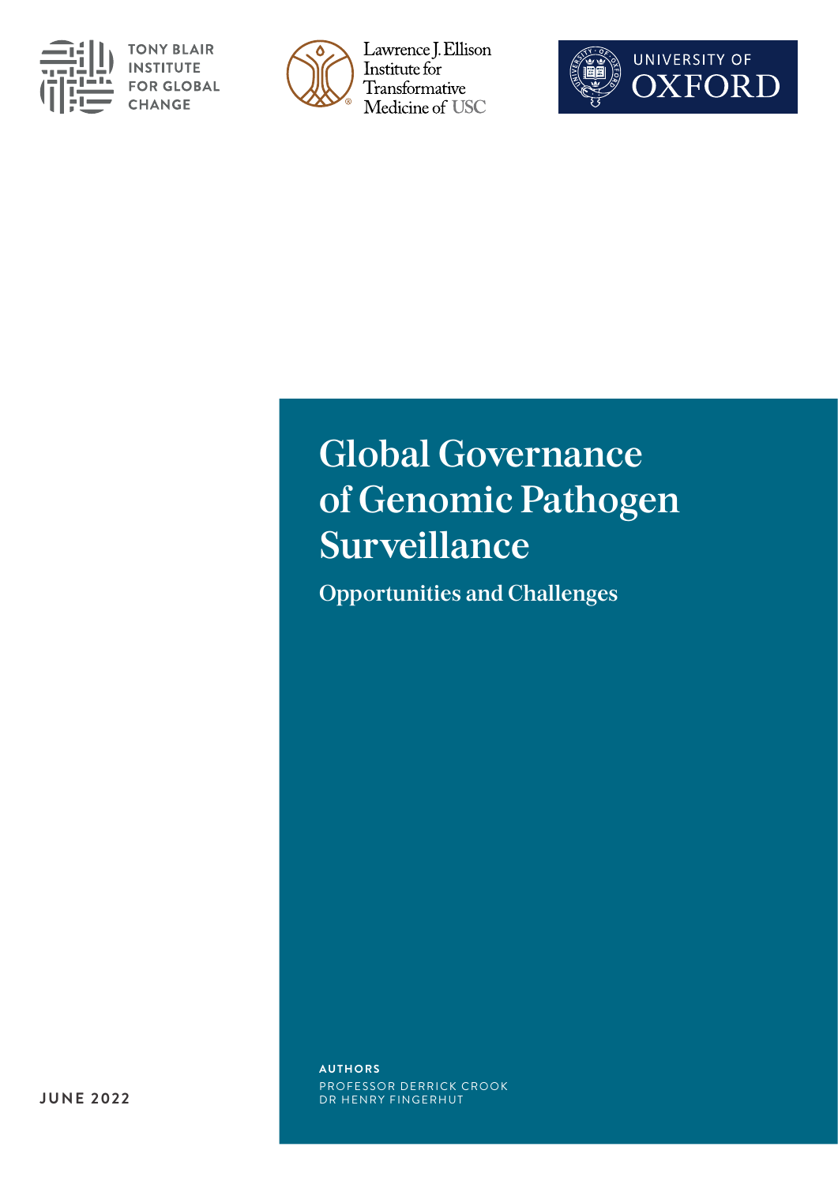TONY BLAIR INSTITUTE FOR GLOBAL CHANGE

Lawrence J. Ellison Institute for Transformative Medicine of USC

UNIVERSITY OF OXFORD

# Global Governance of Genomic Pathogen Surveillance

## Opportunities and Challenges

**AUTHORS**

PROFESSOR DERRICK CROOK
DR HENRY FINGERHUT

**JUNE 2022**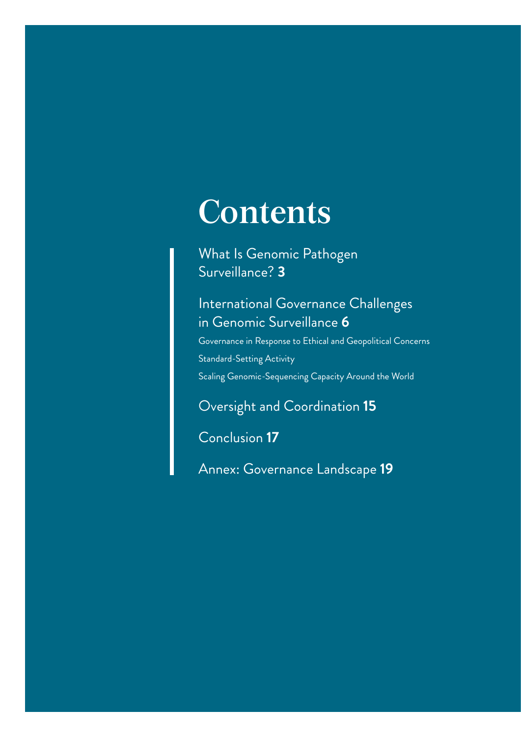# Contents

What Is Genomic Pathogen Surveillance? **3**

International Governance Challenges in Genomic Surveillance **6**

Governance in Response to Ethical and Geopolitical Concerns

Standard-Setting Activity

Scaling Genomic-Sequencing Capacity Around the World

Oversight and Coordination **15**

Conclusion **17**

Annex: Governance Landscape **19**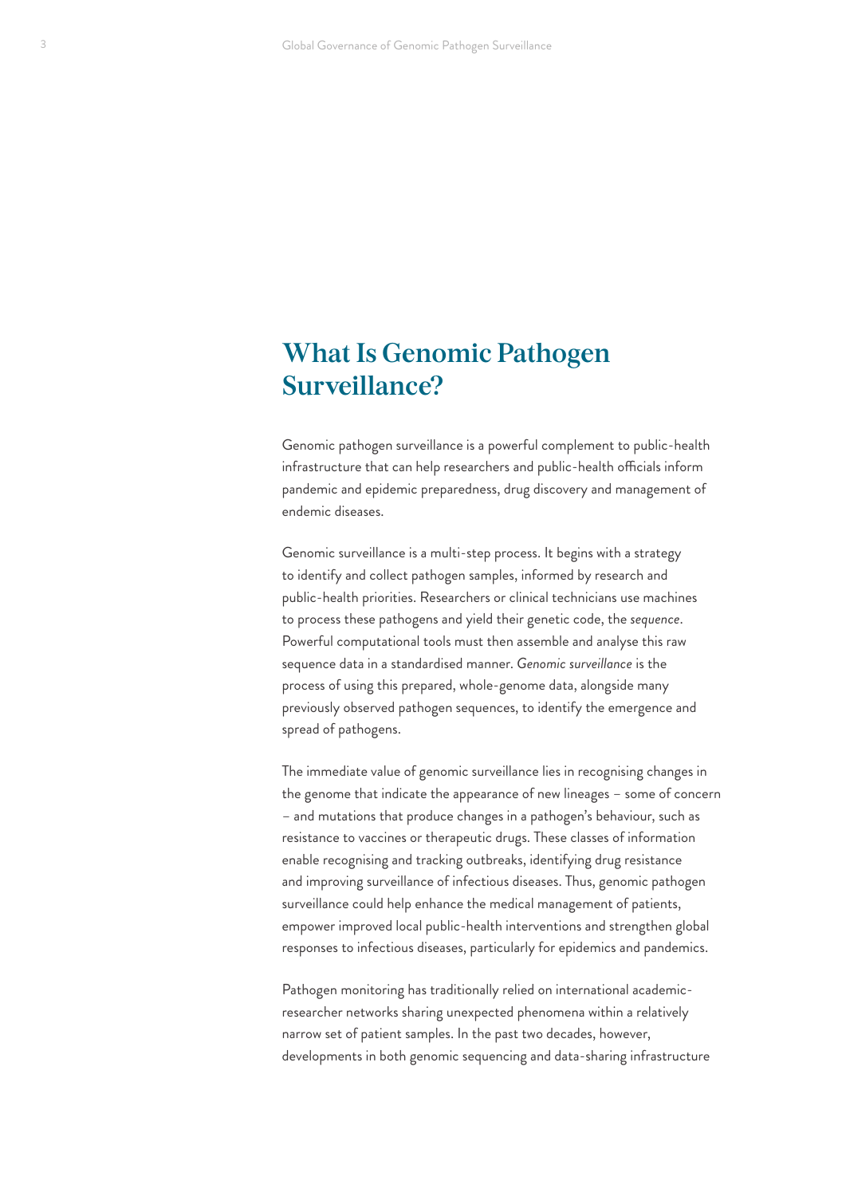# What Is Genomic Pathogen Surveillance?

Genomic pathogen surveillance is a powerful complement to public-health infrastructure that can help researchers and public-health officials inform pandemic and epidemic preparedness, drug discovery and management of endemic diseases.

Genomic surveillance is a multi-step process. It begins with a strategy to identify and collect pathogen samples, informed by research and public-health priorities. Researchers or clinical technicians use machines to process these pathogens and yield their genetic code, the *sequence*. Powerful computational tools must then assemble and analyse this raw sequence data in a standardised manner. *Genomic surveillance* is the process of using this prepared, whole-genome data, alongside many previously observed pathogen sequences, to identify the emergence and spread of pathogens.

The immediate value of genomic surveillance lies in recognising changes in the genome that indicate the appearance of new lineages – some of concern – and mutations that produce changes in a pathogen's behaviour, such as resistance to vaccines or therapeutic drugs. These classes of information enable recognising and tracking outbreaks, identifying drug resistance and improving surveillance of infectious diseases. Thus, genomic pathogen surveillance could help enhance the medical management of patients, empower improved local public-health interventions and strengthen global responses to infectious diseases, particularly for epidemics and pandemics.

Pathogen monitoring has traditionally relied on international academic-researcher networks sharing unexpected phenomena within a relatively narrow set of patient samples. In the past two decades, however, developments in both genomic sequencing and data-sharing infrastructure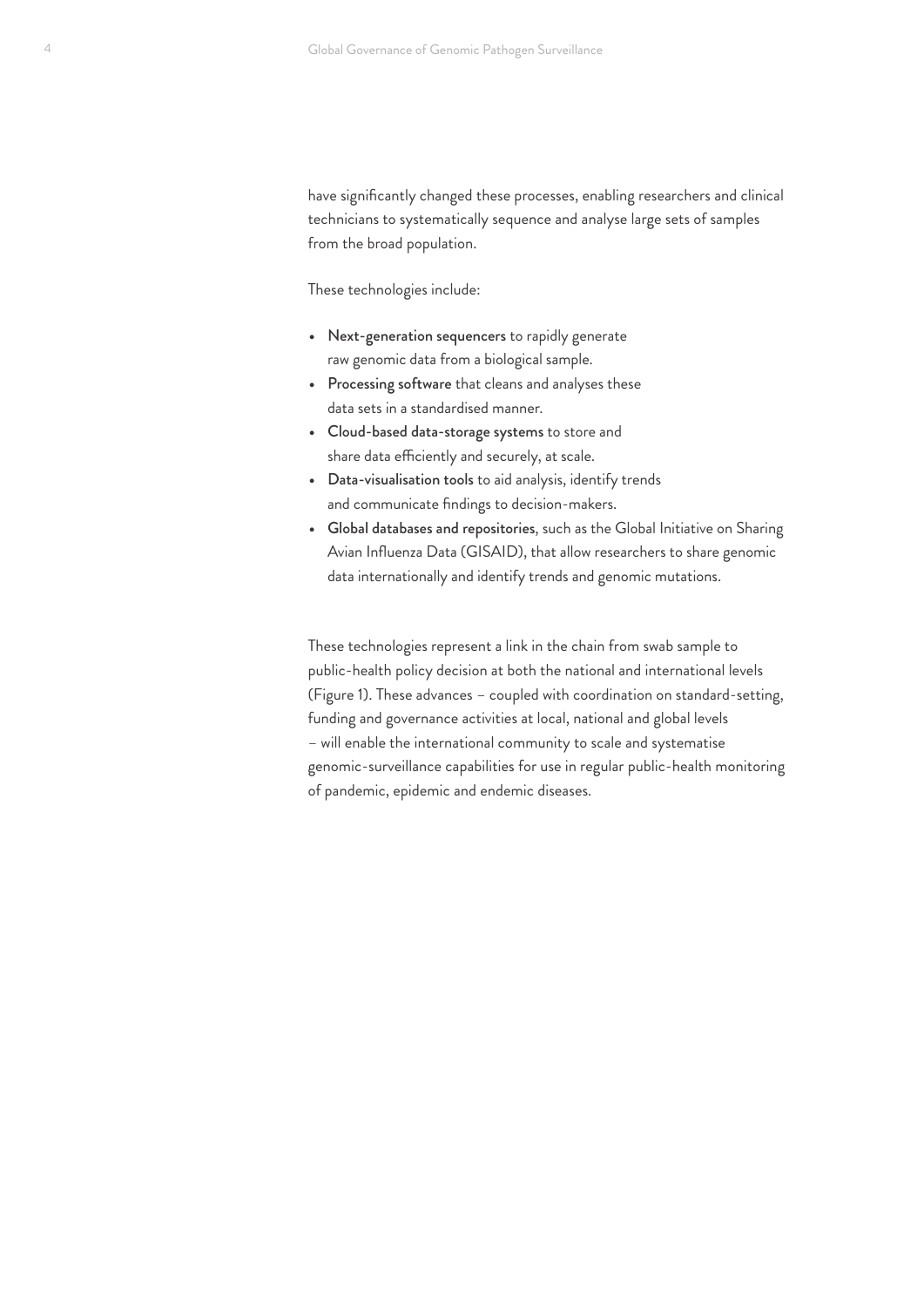have significantly changed these processes, enabling researchers and clinical technicians to systematically sequence and analyse large sets of samples from the broad population.

These technologies include:

- **Next-generation sequencers** to rapidly generate raw genomic data from a biological sample.
- **Processing software** that cleans and analyses these data sets in a standardised manner.
- **Cloud-based data-storage systems** to store and share data efficiently and securely, at scale.
- **Data-visualisation tools** to aid analysis, identify trends and communicate findings to decision-makers.
- **Global databases and repositories**, such as the Global Initiative on Sharing Avian Influenza Data (GISAID), that allow researchers to share genomic data internationally and identify trends and genomic mutations.

These technologies represent a link in the chain from swab sample to public-health policy decision at both the national and international levels (Figure 1). These advances – coupled with coordination on standard-setting, funding and governance activities at local, national and global levels – will enable the international community to scale and systematise genomic-surveillance capabilities for use in regular public-health monitoring of pandemic, epidemic and endemic diseases.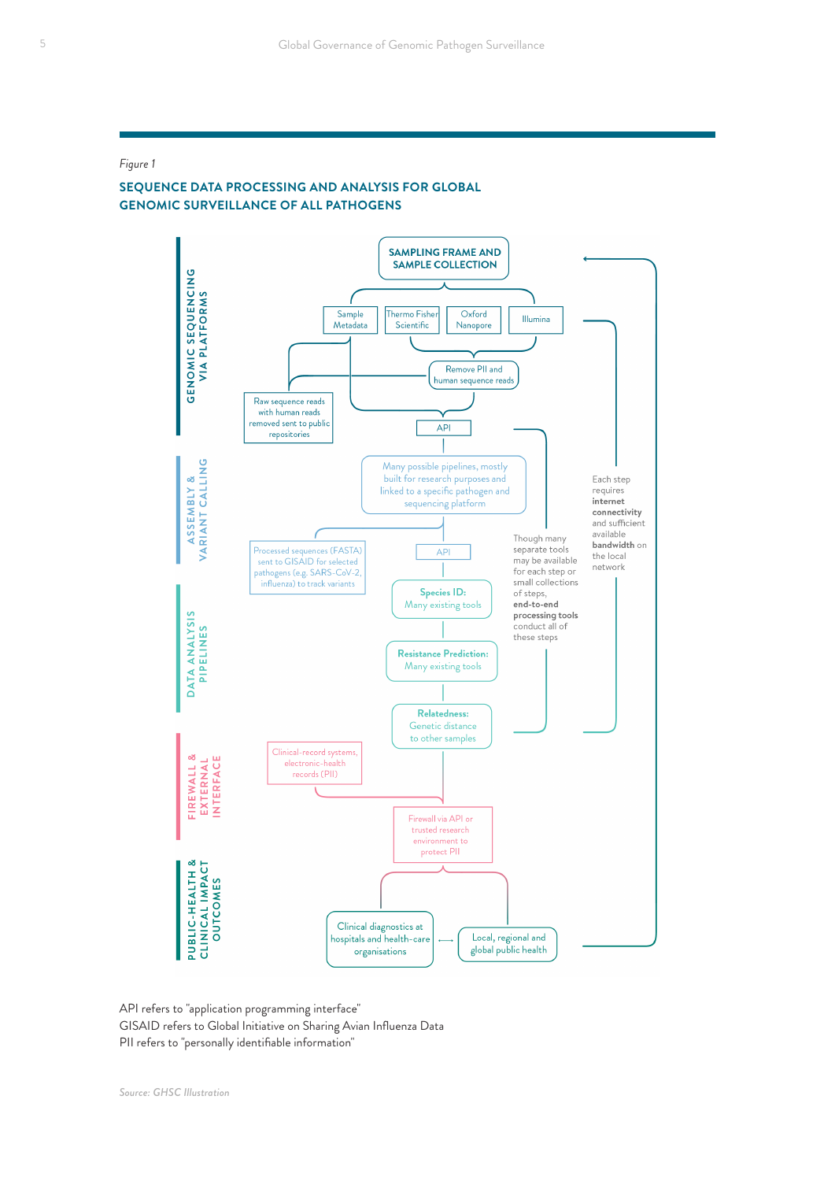*Figure 1*

## SEQUENCE DATA PROCESSING AND ANALYSIS FOR GLOBAL GENOMIC SURVEILLANCE OF ALL PATHOGENS

**GENOMIC SEQUENCING VIA PLATFORMS**

**SAMPLING FRAME AND SAMPLE COLLECTION**

Sample Metadata

Thermo Fisher Scientific

Oxford Nanopore

Illumina

Remove PII and human sequence reads

Raw sequence reads with human reads removed sent to public repositories

API

**ASSEMBLY & VARIANT CALLING**

Many possible pipelines, mostly built for research purposes and linked to a specific pathogen and sequencing platform

Processed sequences (FASTA) sent to GISAID for selected pathogens (e.g. SARS-CoV-2, influenza) to track variants

API

**DATA ANALYSIS PIPELINES**

**Species ID:** Many existing tools

**Resistance Prediction:** Many existing tools

**Relatedness:** Genetic distance to other samples

Though many separate tools may be available for each step or small collections of steps, **end-to-end processing tools** conduct all of these steps

Each step requires **internet connectivity** and sufficient available **bandwidth** on the local network

**FIREWALL & EXTERNAL INTERFACE**

Clinical-record systems, electronic-health records (PII)

Firewall via API or trusted research environment to protect PII

**PUBLIC-HEALTH & CLINICAL IMPACT OUTCOMES**

Clinical diagnostics at hospitals and health-care organisations ⟷ Local, regional and global public health

API refers to "application programming interface"
GISAID refers to Global Initiative on Sharing Avian Influenza Data
PII refers to "personally identifiable information"

*Source: GHSC Illustration*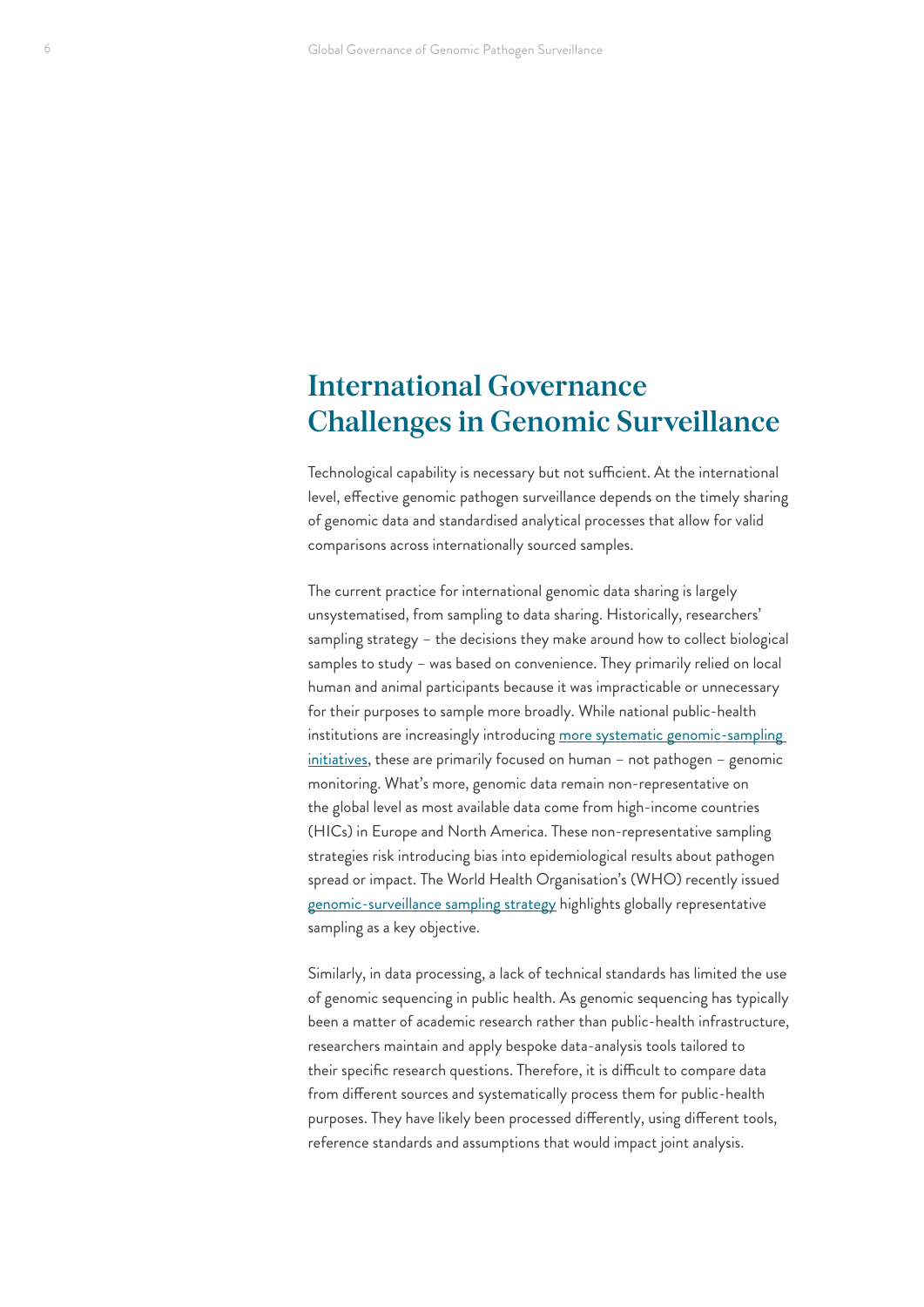# International Governance Challenges in Genomic Surveillance

Technological capability is necessary but not sufficient. At the international level, effective genomic pathogen surveillance depends on the timely sharing of genomic data and standardised analytical processes that allow for valid comparisons across internationally sourced samples.

The current practice for international genomic data sharing is largely unsystematised, from sampling to data sharing. Historically, researchers' sampling strategy – the decisions they make around how to collect biological samples to study – was based on convenience. They primarily relied on local human and animal participants because it was impracticable or unnecessary for their purposes to sample more broadly. While national public-health institutions are increasingly introducing more systematic genomic-sampling initiatives, these are primarily focused on human – not pathogen – genomic monitoring. What's more, genomic data remain non-representative on the global level as most available data come from high-income countries (HICs) in Europe and North America. These non-representative sampling strategies risk introducing bias into epidemiological results about pathogen spread or impact. The World Health Organisation's (WHO) recently issued genomic-surveillance sampling strategy highlights globally representative sampling as a key objective.

Similarly, in data processing, a lack of technical standards has limited the use of genomic sequencing in public health. As genomic sequencing has typically been a matter of academic research rather than public-health infrastructure, researchers maintain and apply bespoke data-analysis tools tailored to their specific research questions. Therefore, it is difficult to compare data from different sources and systematically process them for public-health purposes. They have likely been processed differently, using different tools, reference standards and assumptions that would impact joint analysis.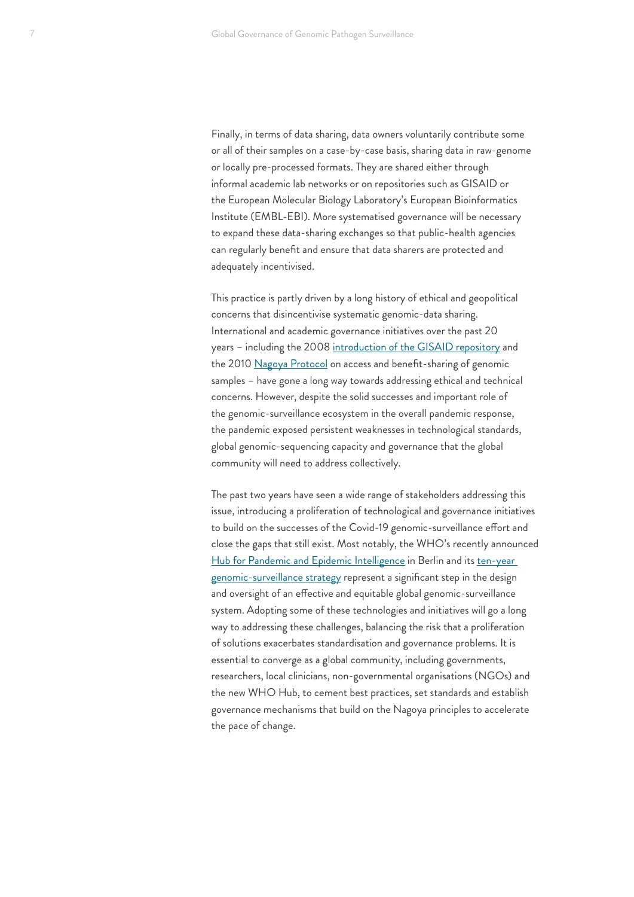Finally, in terms of data sharing, data owners voluntarily contribute some or all of their samples on a case-by-case basis, sharing data in raw-genome or locally pre-processed formats. They are shared either through informal academic lab networks or on repositories such as GISAID or the European Molecular Biology Laboratory's European Bioinformatics Institute (EMBL-EBI). More systematised governance will be necessary to expand these data-sharing exchanges so that public-health agencies can regularly benefit and ensure that data sharers are protected and adequately incentivised.

This practice is partly driven by a long history of ethical and geopolitical concerns that disincentivise systematic genomic-data sharing. International and academic governance initiatives over the past 20 years – including the 2008 introduction of the GISAID repository and the 2010 Nagoya Protocol on access and benefit-sharing of genomic samples – have gone a long way towards addressing ethical and technical concerns. However, despite the solid successes and important role of the genomic-surveillance ecosystem in the overall pandemic response, the pandemic exposed persistent weaknesses in technological standards, global genomic-sequencing capacity and governance that the global community will need to address collectively.

The past two years have seen a wide range of stakeholders addressing this issue, introducing a proliferation of technological and governance initiatives to build on the successes of the Covid-19 genomic-surveillance effort and close the gaps that still exist. Most notably, the WHO's recently announced Hub for Pandemic and Epidemic Intelligence in Berlin and its ten-year genomic-surveillance strategy represent a significant step in the design and oversight of an effective and equitable global genomic-surveillance system. Adopting some of these technologies and initiatives will go a long way to addressing these challenges, balancing the risk that a proliferation of solutions exacerbates standardisation and governance problems. It is essential to converge as a global community, including governments, researchers, local clinicians, non-governmental organisations (NGOs) and the new WHO Hub, to cement best practices, set standards and establish governance mechanisms that build on the Nagoya principles to accelerate the pace of change.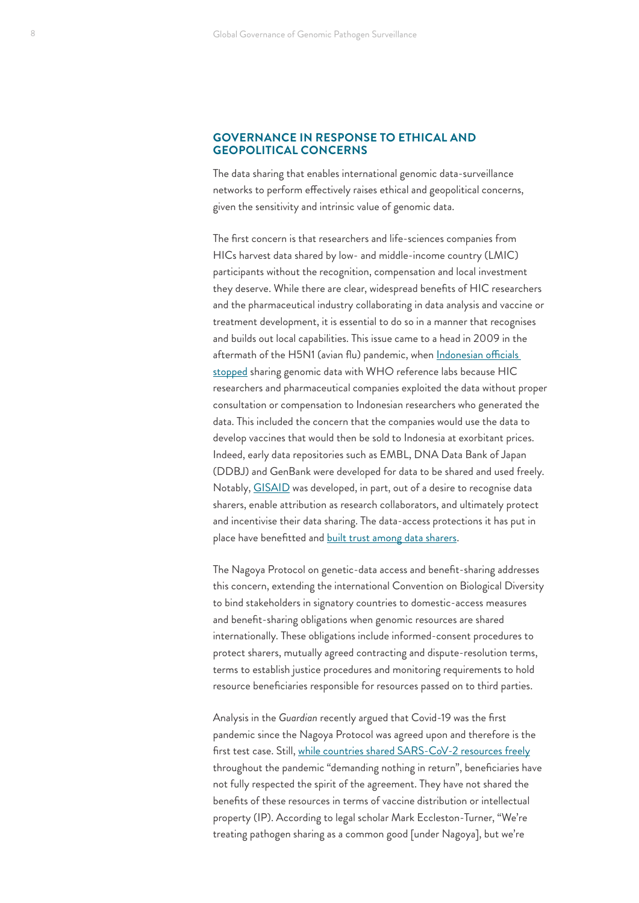## GOVERNANCE IN RESPONSE TO ETHICAL AND GEOPOLITICAL CONCERNS

The data sharing that enables international genomic data-surveillance networks to perform effectively raises ethical and geopolitical concerns, given the sensitivity and intrinsic value of genomic data.

The first concern is that researchers and life-sciences companies from HICs harvest data shared by low- and middle-income country (LMIC) participants without the recognition, compensation and local investment they deserve. While there are clear, widespread benefits of HIC researchers and the pharmaceutical industry collaborating in data analysis and vaccine or treatment development, it is essential to do so in a manner that recognises and builds out local capabilities. This issue came to a head in 2009 in the aftermath of the H5N1 (avian flu) pandemic, when Indonesian officials stopped sharing genomic data with WHO reference labs because HIC researchers and pharmaceutical companies exploited the data without proper consultation or compensation to Indonesian researchers who generated the data. This included the concern that the companies would use the data to develop vaccines that would then be sold to Indonesia at exorbitant prices. Indeed, early data repositories such as EMBL, DNA Data Bank of Japan (DDBJ) and GenBank were developed for data to be shared and used freely. Notably, GISAID was developed, in part, out of a desire to recognise data sharers, enable attribution as research collaborators, and ultimately protect and incentivise their data sharing. The data-access protections it has put in place have benefitted and built trust among data sharers.

The Nagoya Protocol on genetic-data access and benefit-sharing addresses this concern, extending the international Convention on Biological Diversity to bind stakeholders in signatory countries to domestic-access measures and benefit-sharing obligations when genomic resources are shared internationally. These obligations include informed-consent procedures to protect sharers, mutually agreed contracting and dispute-resolution terms, terms to establish justice procedures and monitoring requirements to hold resource beneficiaries responsible for resources passed on to third parties.

Analysis in the *Guardian* recently argued that Covid-19 was the first pandemic since the Nagoya Protocol was agreed upon and therefore is the first test case. Still, while countries shared SARS-CoV-2 resources freely throughout the pandemic "demanding nothing in return", beneficiaries have not fully respected the spirit of the agreement. They have not shared the benefits of these resources in terms of vaccine distribution or intellectual property (IP). According to legal scholar Mark Eccleston-Turner, "We're treating pathogen sharing as a common good [under Nagoya], but we're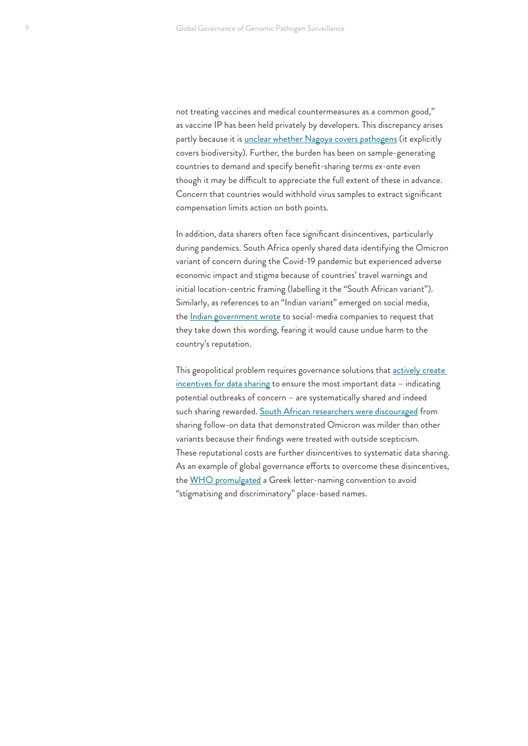not treating vaccines and medical countermeasures as a common good," as vaccine IP has been held privately by developers. This discrepancy arises partly because it is unclear whether Nagoya covers pathogens (it explicitly covers biodiversity). Further, the burden has been on sample-generating countries to demand and specify benefit-sharing terms *ex-ante* even though it may be difficult to appreciate the full extent of these in advance. Concern that countries would withhold virus samples to extract significant compensation limits action on both points.

In addition, data sharers often face significant disincentives, particularly during pandemics. South Africa openly shared data identifying the Omicron variant of concern during the Covid-19 pandemic but experienced adverse economic impact and stigma because of countries' travel warnings and initial location-centric framing (labelling it the "South African variant"). Similarly, as references to an "Indian variant" emerged on social media, the Indian government wrote to social-media companies to request that they take down this wording, fearing it would cause undue harm to the country's reputation.

This geopolitical problem requires governance solutions that actively create incentives for data sharing to ensure the most important data – indicating potential outbreaks of concern – are systematically shared and indeed such sharing rewarded. South African researchers were discouraged from sharing follow-on data that demonstrated Omicron was milder than other variants because their findings were treated with outside scepticism. These reputational costs are further disincentives to systematic data sharing. As an example of global governance efforts to overcome these disincentives, the WHO promulgated a Greek letter-naming convention to avoid "stigmatising and discriminatory" place-based names.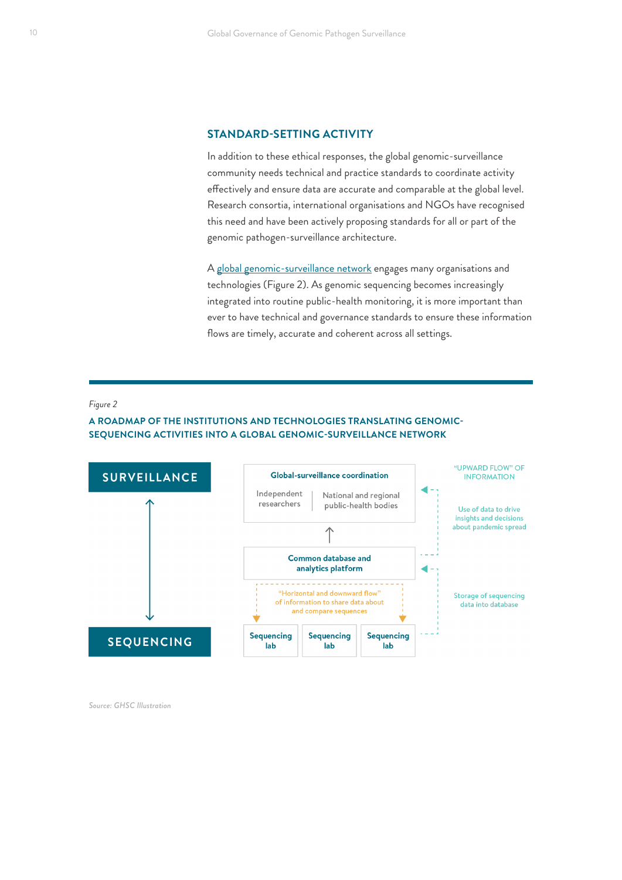## STANDARD-SETTING ACTIVITY

In addition to these ethical responses, the global genomic-surveillance community needs technical and practice standards to coordinate activity effectively and ensure data are accurate and comparable at the global level. Research consortia, international organisations and NGOs have recognised this need and have been actively proposing standards for all or part of the genomic pathogen-surveillance architecture.

A global genomic-surveillance network engages many organisations and technologies (Figure 2). As genomic sequencing becomes increasingly integrated into routine public-health monitoring, it is more important than ever to have technical and governance standards to ensure these information flows are timely, accurate and coherent across all settings.

*Figure 2*

**A ROADMAP OF THE INSTITUTIONS AND TECHNOLOGIES TRANSLATING GENOMIC-SEQUENCING ACTIVITIES INTO A GLOBAL GENOMIC-SURVEILLANCE NETWORK**

SURVEILLANCE

SEQUENCING

**Global-surveillance coordination**

Independent researchers | National and regional public-health bodies

**Common database and analytics platform**

"Horizontal and downward flow" of information to share data about and compare sequences

**Sequencing lab** | **Sequencing lab** | **Sequencing lab**

"UPWARD FLOW" OF INFORMATION

Use of data to drive insights and decisions about pandemic spread

Storage of sequencing data into database

*Source: GHSC Illustration*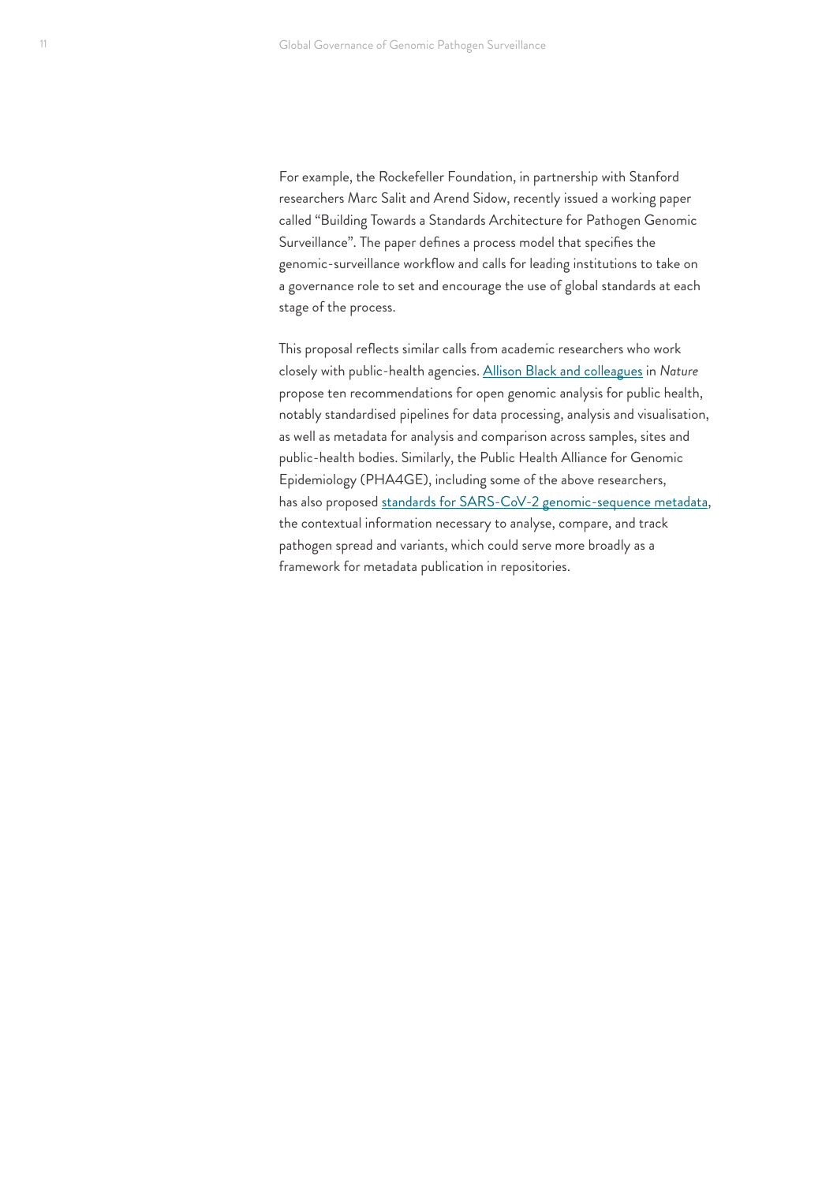For example, the Rockefeller Foundation, in partnership with Stanford researchers Marc Salit and Arend Sidow, recently issued a working paper called "Building Towards a Standards Architecture for Pathogen Genomic Surveillance". The paper defines a process model that specifies the genomic-surveillance workflow and calls for leading institutions to take on a governance role to set and encourage the use of global standards at each stage of the process.

This proposal reflects similar calls from academic researchers who work closely with public-health agencies. Allison Black and colleagues in *Nature* propose ten recommendations for open genomic analysis for public health, notably standardised pipelines for data processing, analysis and visualisation, as well as metadata for analysis and comparison across samples, sites and public-health bodies. Similarly, the Public Health Alliance for Genomic Epidemiology (PHA4GE), including some of the above researchers, has also proposed standards for SARS-CoV-2 genomic-sequence metadata, the contextual information necessary to analyse, compare, and track pathogen spread and variants, which could serve more broadly as a framework for metadata publication in repositories.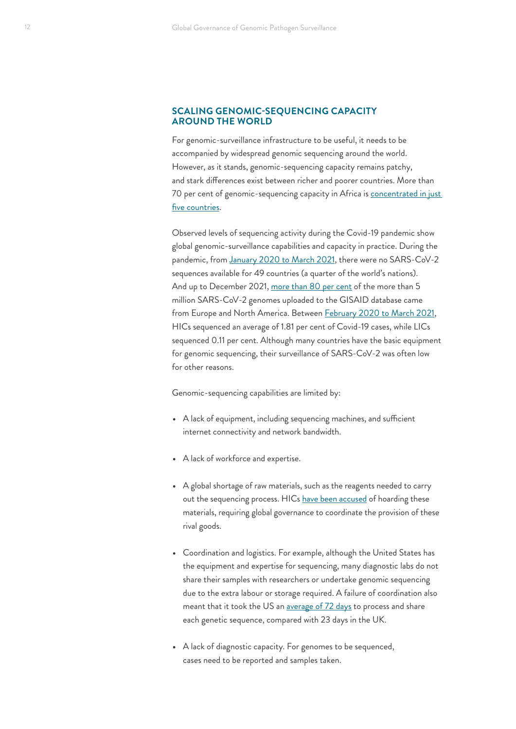## SCALING GENOMIC-SEQUENCING CAPACITY AROUND THE WORLD

For genomic-surveillance infrastructure to be useful, it needs to be accompanied by widespread genomic sequencing around the world. However, as it stands, genomic-sequencing capacity remains patchy, and stark differences exist between richer and poorer countries. More than 70 per cent of genomic-sequencing capacity in Africa is concentrated in just five countries.

Observed levels of sequencing activity during the Covid-19 pandemic show global genomic-surveillance capabilities and capacity in practice. During the pandemic, from January 2020 to March 2021, there were no SARS-CoV-2 sequences available for 49 countries (a quarter of the world's nations). And up to December 2021, more than 80 per cent of the more than 5 million SARS-CoV-2 genomes uploaded to the GISAID database came from Europe and North America. Between February 2020 to March 2021, HICs sequenced an average of 1.81 per cent of Covid-19 cases, while LICs sequenced 0.11 per cent. Although many countries have the basic equipment for genomic sequencing, their surveillance of SARS-CoV-2 was often low for other reasons.

Genomic-sequencing capabilities are limited by:

- A lack of equipment, including sequencing machines, and sufficient internet connectivity and network bandwidth.
- A lack of workforce and expertise.
- A global shortage of raw materials, such as the reagents needed to carry out the sequencing process. HICs have been accused of hoarding these materials, requiring global governance to coordinate the provision of these rival goods.
- Coordination and logistics. For example, although the United States has the equipment and expertise for sequencing, many diagnostic labs do not share their samples with researchers or undertake genomic sequencing due to the extra labour or storage required. A failure of coordination also meant that it took the US an average of 72 days to process and share each genetic sequence, compared with 23 days in the UK.
- A lack of diagnostic capacity. For genomes to be sequenced, cases need to be reported and samples taken.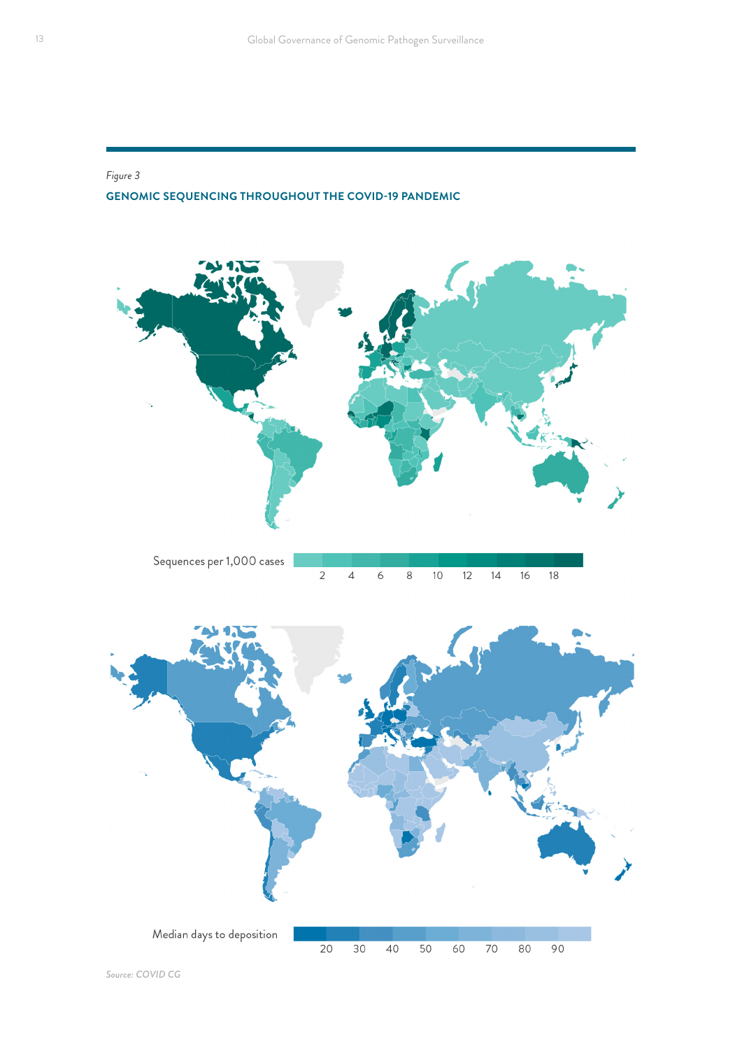*Figure 3*

**GENOMIC SEQUENCING THROUGHOUT THE COVID-19 PANDEMIC**

Sequences per 1,000 cases

2 4 6 8 10 12 14 16 18

Median days to deposition

20 30 40 50 60 70 80 90

*Source: COVID CG*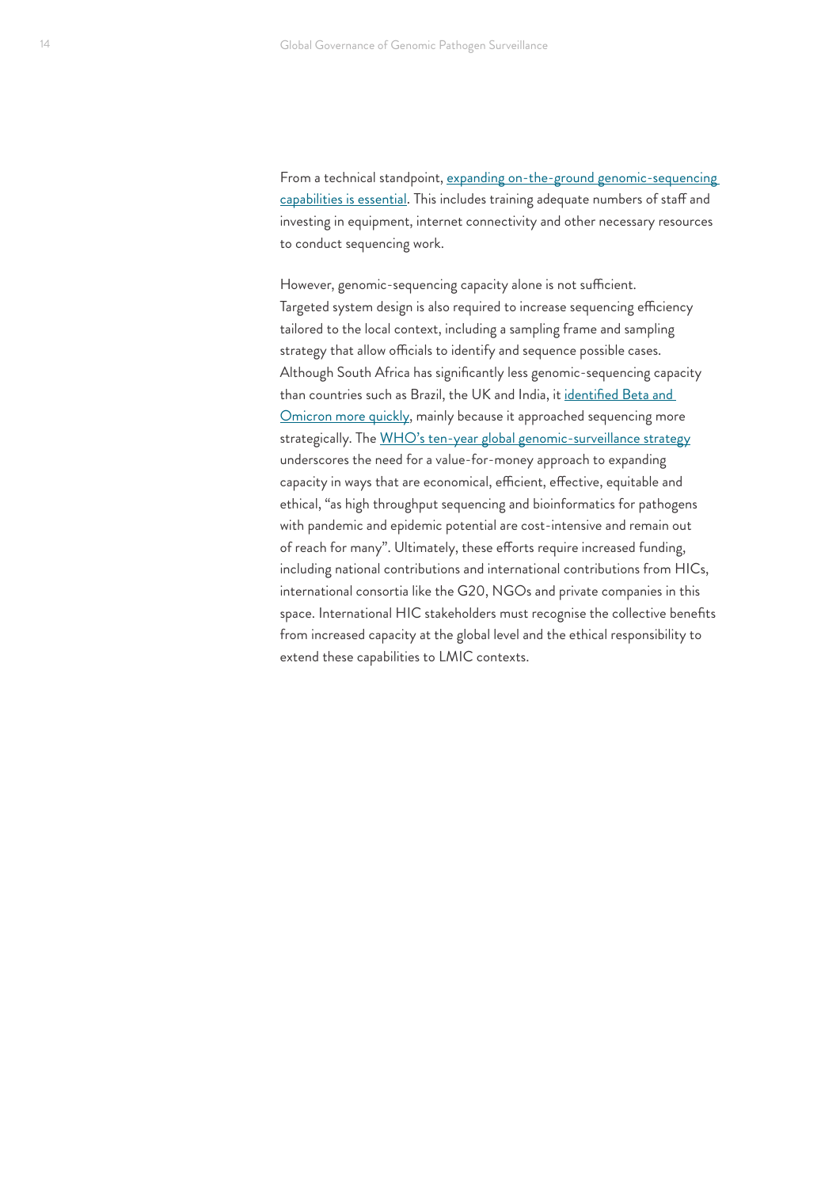From a technical standpoint, expanding on-the-ground genomic-sequencing capabilities is essential. This includes training adequate numbers of staff and investing in equipment, internet connectivity and other necessary resources to conduct sequencing work.

However, genomic-sequencing capacity alone is not sufficient. Targeted system design is also required to increase sequencing efficiency tailored to the local context, including a sampling frame and sampling strategy that allow officials to identify and sequence possible cases. Although South Africa has significantly less genomic-sequencing capacity than countries such as Brazil, the UK and India, it identified Beta and Omicron more quickly, mainly because it approached sequencing more strategically. The WHO's ten-year global genomic-surveillance strategy underscores the need for a value-for-money approach to expanding capacity in ways that are economical, efficient, effective, equitable and ethical, "as high throughput sequencing and bioinformatics for pathogens with pandemic and epidemic potential are cost-intensive and remain out of reach for many". Ultimately, these efforts require increased funding, including national contributions and international contributions from HICs, international consortia like the G20, NGOs and private companies in this space. International HIC stakeholders must recognise the collective benefits from increased capacity at the global level and the ethical responsibility to extend these capabilities to LMIC contexts.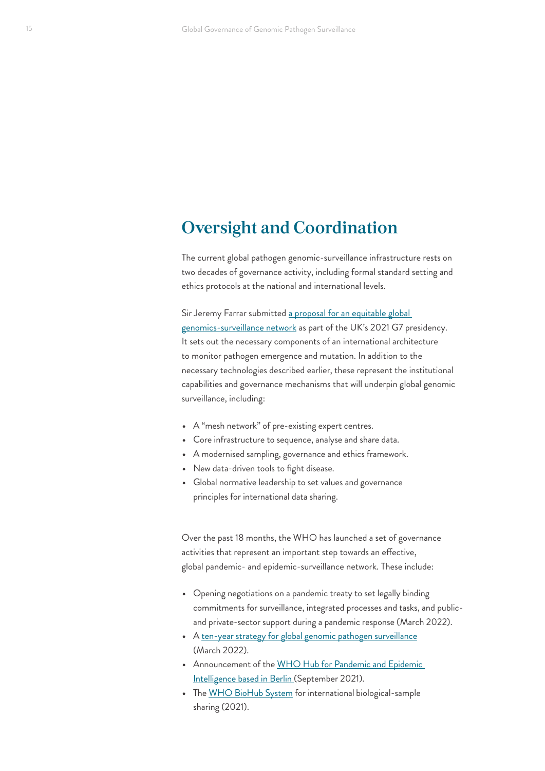## Oversight and Coordination

The current global pathogen genomic-surveillance infrastructure rests on two decades of governance activity, including formal standard setting and ethics protocols at the national and international levels.

Sir Jeremy Farrar submitted a proposal for an equitable global genomics-surveillance network as part of the UK's 2021 G7 presidency. It sets out the necessary components of an international architecture to monitor pathogen emergence and mutation. In addition to the necessary technologies described earlier, these represent the institutional capabilities and governance mechanisms that will underpin global genomic surveillance, including:

- A "mesh network" of pre-existing expert centres.
- Core infrastructure to sequence, analyse and share data.
- A modernised sampling, governance and ethics framework.
- New data-driven tools to fight disease.
- Global normative leadership to set values and governance principles for international data sharing.

Over the past 18 months, the WHO has launched a set of governance activities that represent an important step towards an effective, global pandemic- and epidemic-surveillance network. These include:

- Opening negotiations on a pandemic treaty to set legally binding commitments for surveillance, integrated processes and tasks, and public- and private-sector support during a pandemic response (March 2022).
- A ten-year strategy for global genomic pathogen surveillance (March 2022).
- Announcement of the WHO Hub for Pandemic and Epidemic Intelligence based in Berlin (September 2021).
- The WHO BioHub System for international biological-sample sharing (2021).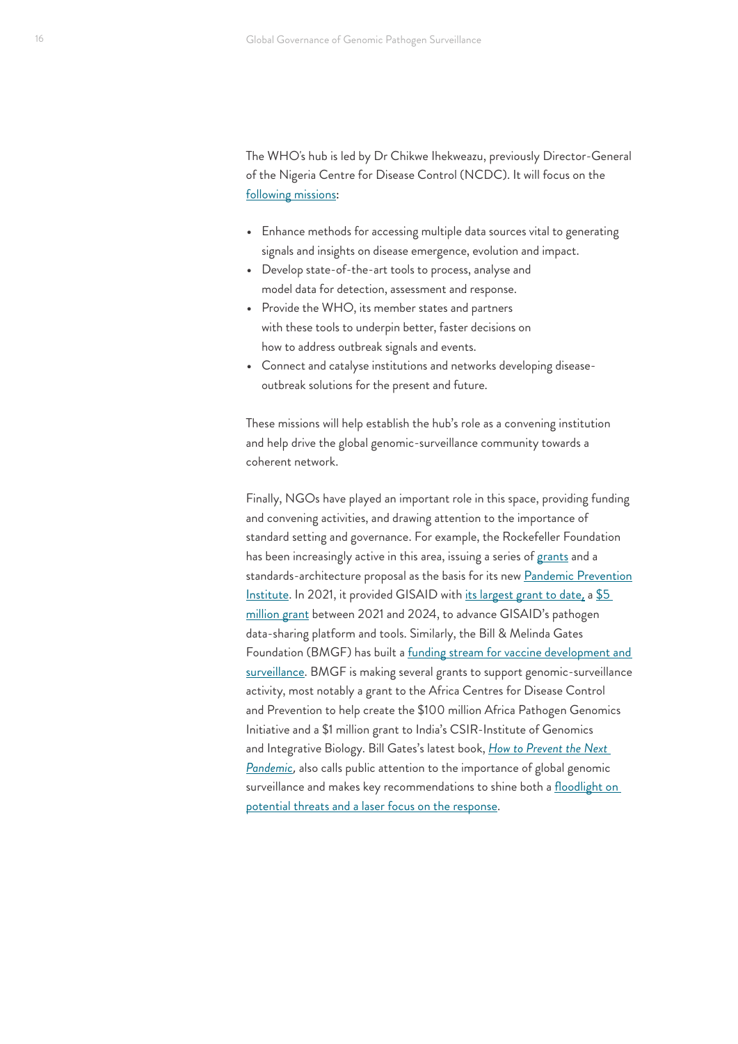The WHO's hub is led by Dr Chikwe Ihekweazu, previously Director-General of the Nigeria Centre for Disease Control (NCDC). It will focus on the following missions:

- Enhance methods for accessing multiple data sources vital to generating signals and insights on disease emergence, evolution and impact.
- Develop state-of-the-art tools to process, analyse and model data for detection, assessment and response.
- Provide the WHO, its member states and partners with these tools to underpin better, faster decisions on how to address outbreak signals and events.
- Connect and catalyse institutions and networks developing disease-outbreak solutions for the present and future.

These missions will help establish the hub's role as a convening institution and help drive the global genomic-surveillance community towards a coherent network.

Finally, NGOs have played an important role in this space, providing funding and convening activities, and drawing attention to the importance of standard setting and governance. For example, the Rockefeller Foundation has been increasingly active in this area, issuing a series of grants and a standards-architecture proposal as the basis for its new Pandemic Prevention Institute. In 2021, it provided GISAID with its largest grant to date, a $5 million grant between 2021 and 2024, to advance GISAID's pathogen data-sharing platform and tools. Similarly, the Bill & Melinda Gates Foundation (BMGF) has built a funding stream for vaccine development and surveillance. BMGF is making several grants to support genomic-surveillance activity, most notably a grant to the Africa Centres for Disease Control and Prevention to help create the $100 million Africa Pathogen Genomics Initiative and a $1 million grant to India's CSIR-Institute of Genomics and Integrative Biology. Bill Gates's latest book, *How to Prevent the Next Pandemic*, also calls public attention to the importance of global genomic surveillance and makes key recommendations to shine both a floodlight on potential threats and a laser focus on the response.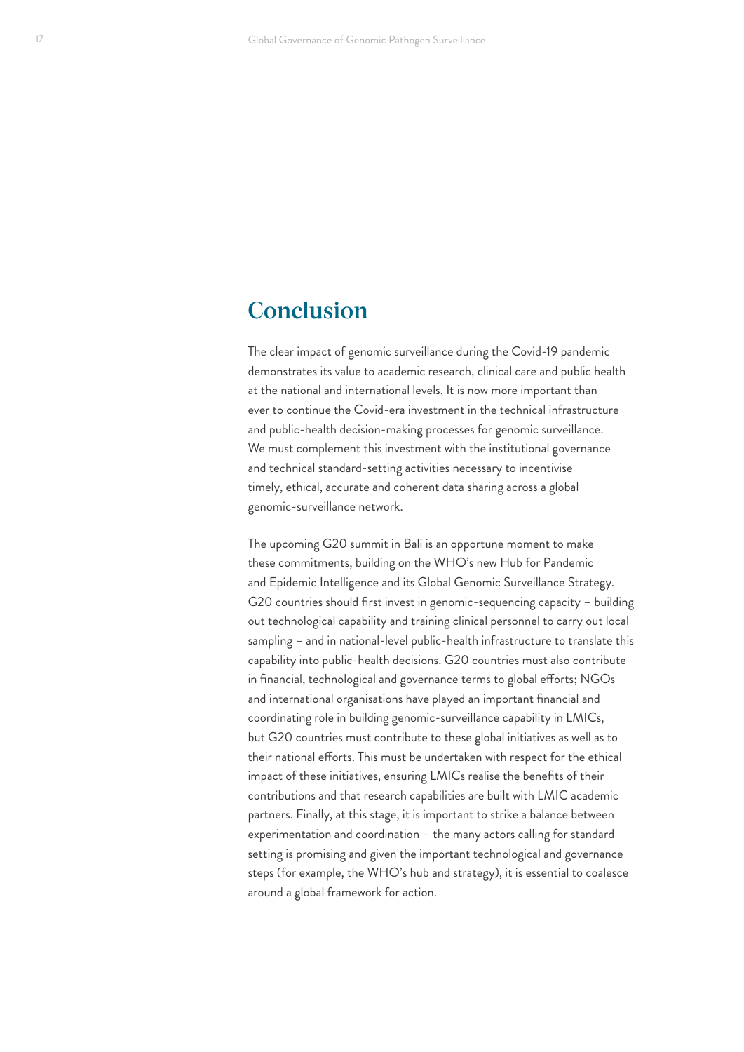# Conclusion

The clear impact of genomic surveillance during the Covid-19 pandemic demonstrates its value to academic research, clinical care and public health at the national and international levels. It is now more important than ever to continue the Covid-era investment in the technical infrastructure and public-health decision-making processes for genomic surveillance. We must complement this investment with the institutional governance and technical standard-setting activities necessary to incentivise timely, ethical, accurate and coherent data sharing across a global genomic-surveillance network.

The upcoming G20 summit in Bali is an opportune moment to make these commitments, building on the WHO's new Hub for Pandemic and Epidemic Intelligence and its Global Genomic Surveillance Strategy. G20 countries should first invest in genomic-sequencing capacity – building out technological capability and training clinical personnel to carry out local sampling – and in national-level public-health infrastructure to translate this capability into public-health decisions. G20 countries must also contribute in financial, technological and governance terms to global efforts; NGOs and international organisations have played an important financial and coordinating role in building genomic-surveillance capability in LMICs, but G20 countries must contribute to these global initiatives as well as to their national efforts. This must be undertaken with respect for the ethical impact of these initiatives, ensuring LMICs realise the benefits of their contributions and that research capabilities are built with LMIC academic partners. Finally, at this stage, it is important to strike a balance between experimentation and coordination – the many actors calling for standard setting is promising and given the important technological and governance steps (for example, the WHO's hub and strategy), it is essential to coalesce around a global framework for action.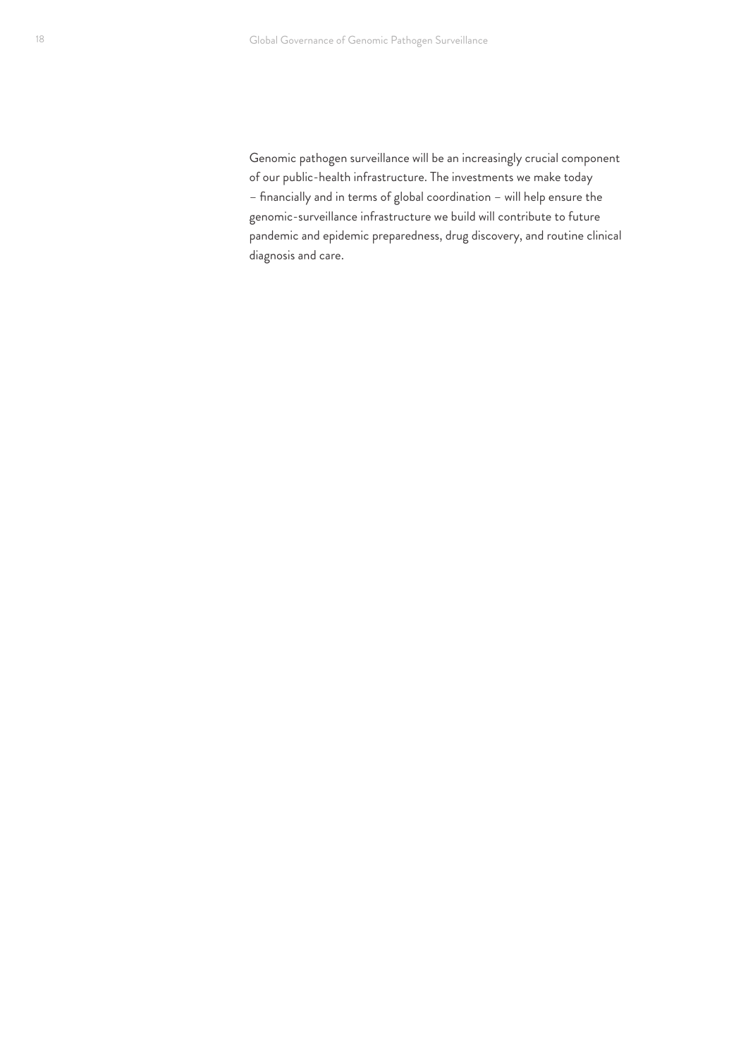Genomic pathogen surveillance will be an increasingly crucial component of our public-health infrastructure. The investments we make today – financially and in terms of global coordination – will help ensure the genomic-surveillance infrastructure we build will contribute to future pandemic and epidemic preparedness, drug discovery, and routine clinical diagnosis and care.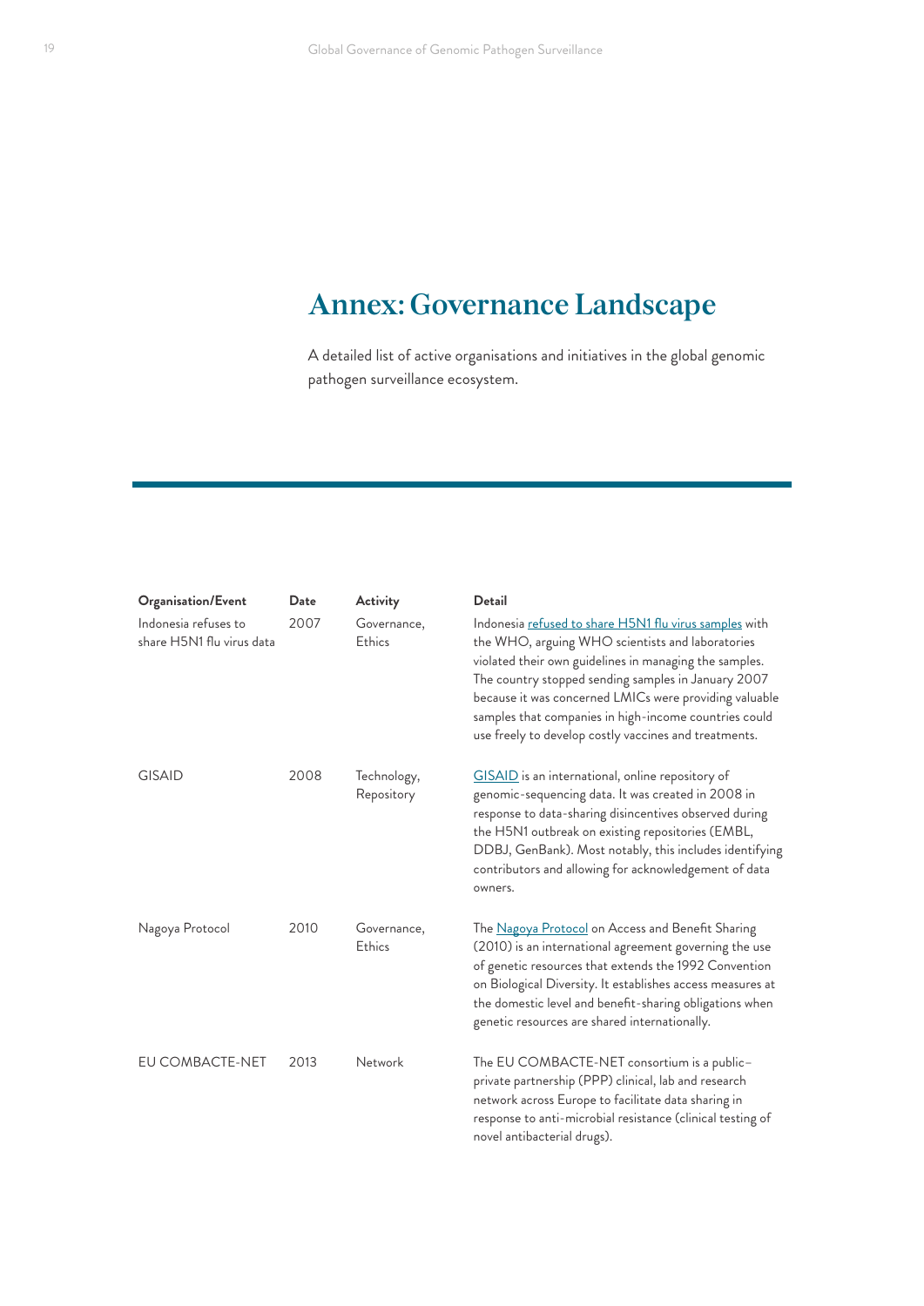# Annex: Governance Landscape

A detailed list of active organisations and initiatives in the global genomic pathogen surveillance ecosystem.

| Organisation/Event | Date | Activity | Detail |
|---|---|---|---|
| Indonesia refuses to share H5N1 flu virus data | 2007 | Governance, Ethics | Indonesia refused to share H5N1 flu virus samples with the WHO, arguing WHO scientists and laboratories violated their own guidelines in managing the samples. The country stopped sending samples in January 2007 because it was concerned LMICs were providing valuable samples that companies in high-income countries could use freely to develop costly vaccines and treatments. |
| GISAID | 2008 | Technology, Repository | GISAID is an international, online repository of genomic-sequencing data. It was created in 2008 in response to data-sharing disincentives observed during the H5N1 outbreak on existing repositories (EMBL, DDBJ, GenBank). Most notably, this includes identifying contributors and allowing for acknowledgement of data owners. |
| Nagoya Protocol | 2010 | Governance, Ethics | The Nagoya Protocol on Access and Benefit Sharing (2010) is an international agreement governing the use of genetic resources that extends the 1992 Convention on Biological Diversity. It establishes access measures at the domestic level and benefit-sharing obligations when genetic resources are shared internationally. |
| EU COMBACTE-NET | 2013 | Network | The EU COMBACTE-NET consortium is a public–private partnership (PPP) clinical, lab and research network across Europe to facilitate data sharing in response to anti-microbial resistance (clinical testing of novel antibacterial drugs). |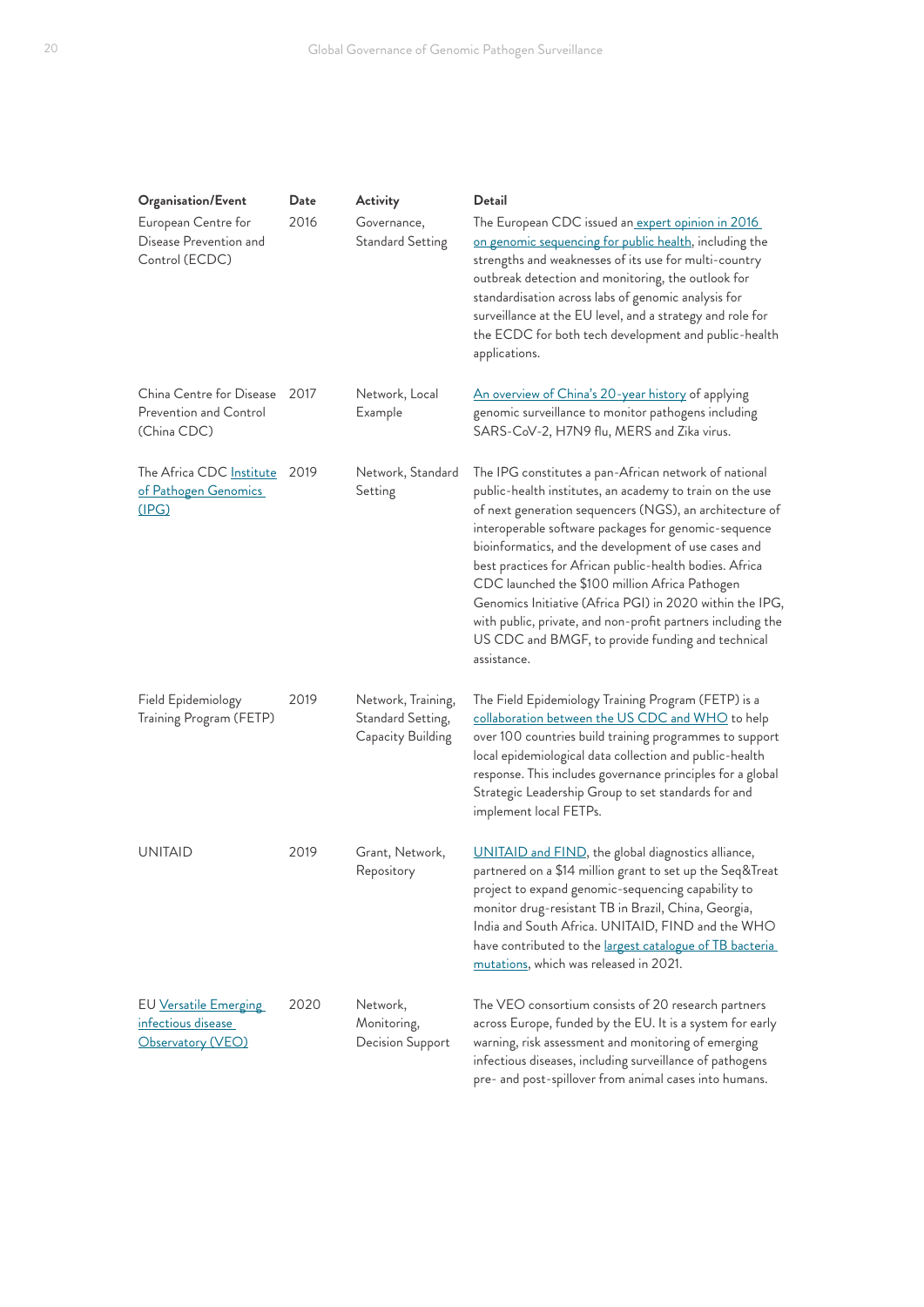| Organisation/Event | Date | Activity | Detail |
|---|---|---|---|
| European Centre for Disease Prevention and Control (ECDC) | 2016 | Governance, Standard Setting | The European CDC issued an expert opinion in 2016 on genomic sequencing for public health, including the strengths and weaknesses of its use for multi-country outbreak detection and monitoring, the outlook for standardisation across labs of genomic analysis for surveillance at the EU level, and a strategy and role for the ECDC for both tech development and public-health applications. |
| China Centre for Disease Prevention and Control (China CDC) | 2017 | Network, Local Example | An overview of China's 20-year history of applying genomic surveillance to monitor pathogens including SARS-CoV-2, H7N9 flu, MERS and Zika virus. |
| The Africa CDC Institute of Pathogen Genomics (IPG) | 2019 | Network, Standard Setting | The IPG constitutes a pan-African network of national public-health institutes, an academy to train on the use of next generation sequencers (NGS), an architecture of interoperable software packages for genomic-sequence bioinformatics, and the development of use cases and best practices for African public-health bodies. Africa CDC launched the $100 million Africa Pathogen Genomics Initiative (Africa PGI) in 2020 within the IPG, with public, private, and non-profit partners including the US CDC and BMGF, to provide funding and technical assistance. |
| Field Epidemiology Training Program (FETP) | 2019 | Network, Training, Standard Setting, Capacity Building | The Field Epidemiology Training Program (FETP) is a collaboration between the US CDC and WHO to help over 100 countries build training programmes to support local epidemiological data collection and public-health response. This includes governance principles for a global Strategic Leadership Group to set standards for and implement local FETPs. |
| UNITAID | 2019 | Grant, Network, Repository | UNITAID and FIND, the global diagnostics alliance, partnered on a $14 million grant to set up the Seq&Treat project to expand genomic-sequencing capability to monitor drug-resistant TB in Brazil, China, Georgia, India and South Africa. UNITAID, FIND and the WHO have contributed to the largest catalogue of TB bacteria mutations, which was released in 2021. |
| EU Versatile Emerging infectious disease Observatory (VEO) | 2020 | Network, Monitoring, Decision Support | The VEO consortium consists of 20 research partners across Europe, funded by the EU. It is a system for early warning, risk assessment and monitoring of emerging infectious diseases, including surveillance of pathogens pre- and post-spillover from animal cases into humans. |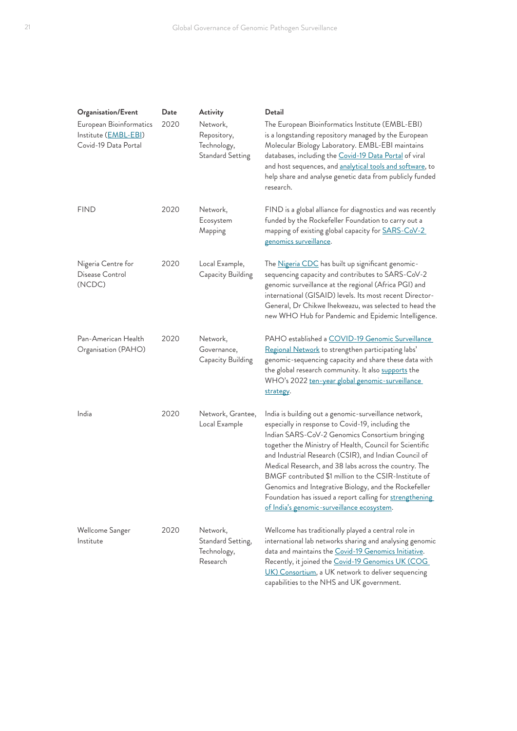| Organisation/Event | Date | Activity | Detail |
|---|---|---|---|
| European Bioinformatics Institute (EMBL-EBI) Covid-19 Data Portal | 2020 | Network, Repository, Technology, Standard Setting | The European Bioinformatics Institute (EMBL-EBI) is a longstanding repository managed by the European Molecular Biology Laboratory. EMBL-EBI maintains databases, including the Covid-19 Data Portal of viral and host sequences, and analytical tools and software, to help share and analyse genetic data from publicly funded research. |
| FIND | 2020 | Network, Ecosystem Mapping | FIND is a global alliance for diagnostics and was recently funded by the Rockefeller Foundation to carry out a mapping of existing global capacity for SARS-CoV-2 genomics surveillance. |
| Nigeria Centre for Disease Control (NCDC) | 2020 | Local Example, Capacity Building | The Nigeria CDC has built up significant genomic-sequencing capacity and contributes to SARS-CoV-2 genomic surveillance at the regional (Africa PGI) and international (GISAID) levels. Its most recent Director-General, Dr Chikwe Ihekweazu, was selected to head the new WHO Hub for Pandemic and Epidemic Intelligence. |
| Pan-American Health Organisation (PAHO) | 2020 | Network, Governance, Capacity Building | PAHO established a COVID-19 Genomic Surveillance Regional Network to strengthen participating labs' genomic-sequencing capacity and share these data with the global research community. It also supports the WHO's 2022 ten-year global genomic-surveillance strategy. |
| India | 2020 | Network, Grantee, Local Example | India is building out a genomic-surveillance network, especially in response to Covid-19, including the Indian SARS-CoV-2 Genomics Consortium bringing together the Ministry of Health, Council for Scientific and Industrial Research (CSIR), and Indian Council of Medical Research, and 38 labs across the country. The BMGF contributed $1 million to the CSIR-Institute of Genomics and Integrative Biology, and the Rockefeller Foundation has issued a report calling for strengthening of India's genomic-surveillance ecosystem. |
| Wellcome Sanger Institute | 2020 | Network, Standard Setting, Technology, Research | Wellcome has traditionally played a central role in international lab networks sharing and analysing genomic data and maintains the Covid-19 Genomics Initiative. Recently, it joined the Covid-19 Genomics UK (COG UK) Consortium, a UK network to deliver sequencing capabilities to the NHS and UK government. |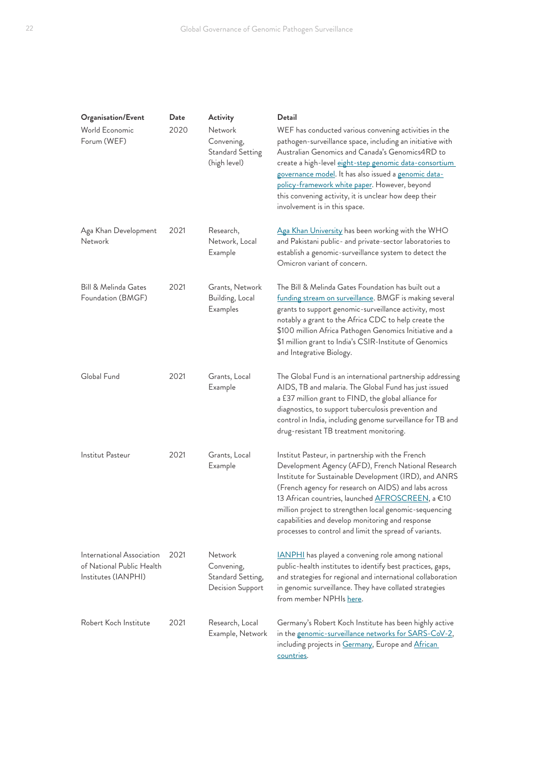| Organisation/Event | Date | Activity | Detail |
|---|---|---|---|
| World Economic Forum (WEF) | 2020 | Network Convening, Standard Setting (high level) | WEF has conducted various convening activities in the pathogen-surveillance space, including an initiative with Australian Genomics and Canada's Genomics4RD to create a high-level eight-step genomic data-consortium governance model. It has also issued a genomic data-policy-framework white paper. However, beyond this convening activity, it is unclear how deep their involvement is in this space. |
| Aga Khan Development Network | 2021 | Research, Network, Local Example | Aga Khan University has been working with the WHO and Pakistani public- and private-sector laboratories to establish a genomic-surveillance system to detect the Omicron variant of concern. |
| Bill & Melinda Gates Foundation (BMGF) | 2021 | Grants, Network Building, Local Examples | The Bill & Melinda Gates Foundation has built out a funding stream on surveillance. BMGF is making several grants to support genomic-surveillance activity, most notably a grant to the Africa CDC to help create the $100 million Africa Pathogen Genomics Initiative and a $1 million grant to India's CSIR-Institute of Genomics and Integrative Biology. |
| Global Fund | 2021 | Grants, Local Example | The Global Fund is an international partnership addressing AIDS, TB and malaria. The Global Fund has just issued a £37 million grant to FIND, the global alliance for diagnostics, to support tuberculosis prevention and control in India, including genome surveillance for TB and drug-resistant TB treatment monitoring. |
| Institut Pasteur | 2021 | Grants, Local Example | Institut Pasteur, in partnership with the French Development Agency (AFD), French National Research Institute for Sustainable Development (IRD), and ANRS (French agency for research on AIDS) and labs across 13 African countries, launched AFROSCREEN, a €10 million project to strengthen local genomic-sequencing capabilities and develop monitoring and response processes to control and limit the spread of variants. |
| International Association of National Public Health Institutes (IANPHI) | 2021 | Network Convening, Standard Setting, Decision Support | IANPHI has played a convening role among national public-health institutes to identify best practices, gaps, and strategies for regional and international collaboration in genomic surveillance. They have collated strategies from member NPHIs here. |
| Robert Koch Institute | 2021 | Research, Local Example, Network | Germany's Robert Koch Institute has been highly active in the genomic-surveillance networks for SARS-CoV-2, including projects in Germany, Europe and African countries. |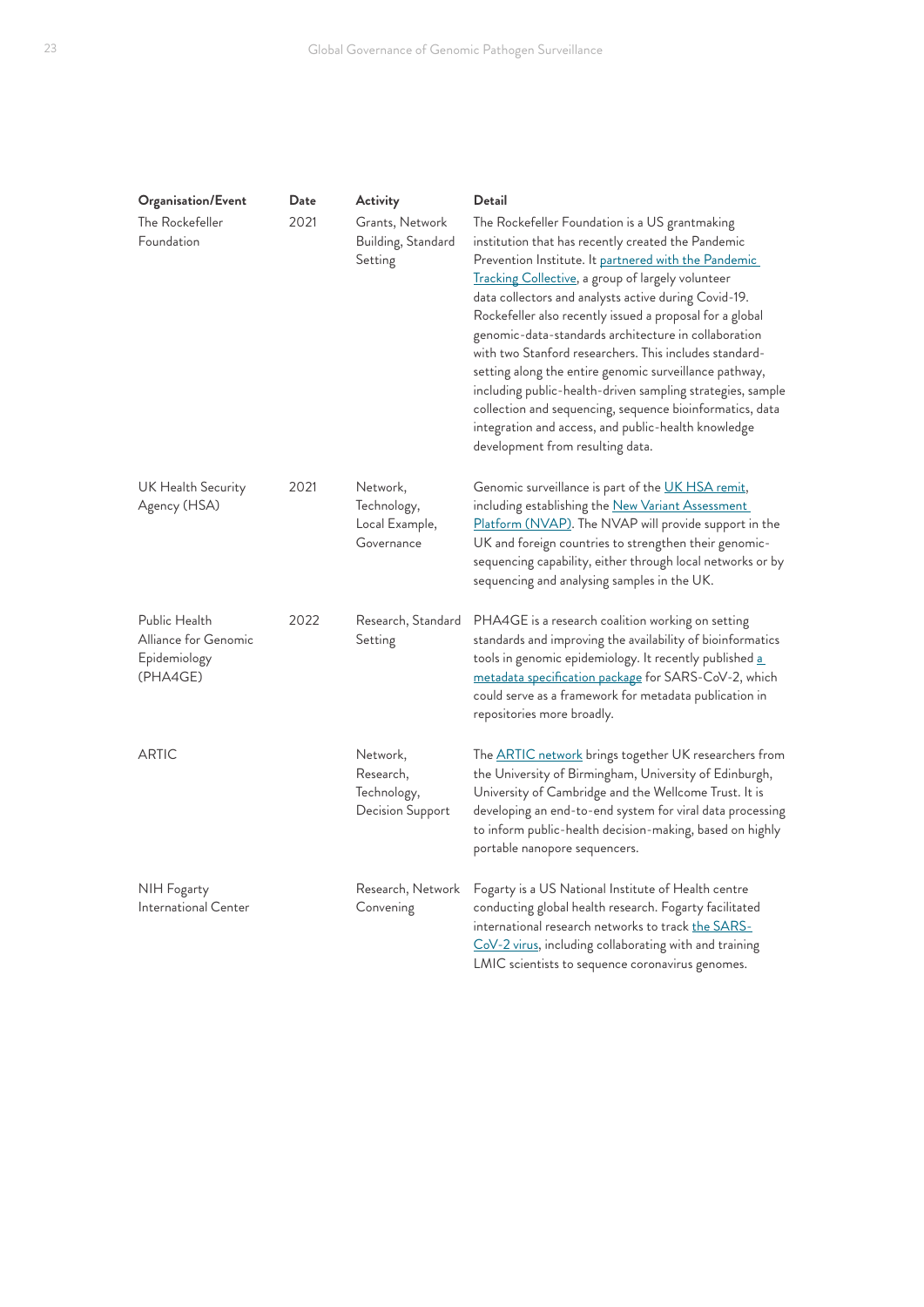| Organisation/Event | Date | Activity | Detail |
| --- | --- | --- | --- |
| The Rockefeller Foundation | 2021 | Grants, Network Building, Standard Setting | The Rockefeller Foundation is a US grantmaking institution that has recently created the Pandemic Prevention Institute. It partnered with the Pandemic Tracking Collective, a group of largely volunteer data collectors and analysts active during Covid-19. Rockefeller also recently issued a proposal for a global genomic-data-standards architecture in collaboration with two Stanford researchers. This includes standard-setting along the entire genomic surveillance pathway, including public-health-driven sampling strategies, sample collection and sequencing, sequence bioinformatics, data integration and access, and public-health knowledge development from resulting data. |
| UK Health Security Agency (HSA) | 2021 | Network, Technology, Local Example, Governance | Genomic surveillance is part of the UK HSA remit, including establishing the New Variant Assessment Platform (NVAP). The NVAP will provide support in the UK and foreign countries to strengthen their genomic-sequencing capability, either through local networks or by sequencing and analysing samples in the UK. |
| Public Health Alliance for Genomic Epidemiology (PHA4GE) | 2022 | Research, Standard Setting | PHA4GE is a research coalition working on setting standards and improving the availability of bioinformatics tools in genomic epidemiology. It recently published a metadata specification package for SARS-CoV-2, which could serve as a framework for metadata publication in repositories more broadly. |
| ARTIC | | Network, Research, Technology, Decision Support | The ARTIC network brings together UK researchers from the University of Birmingham, University of Edinburgh, University of Cambridge and the Wellcome Trust. It is developing an end-to-end system for viral data processing to inform public-health decision-making, based on highly portable nanopore sequencers. |
| NIH Fogarty International Center | | Research, Network Convening | Fogarty is a US National Institute of Health centre conducting global health research. Fogarty facilitated international research networks to track the SARS-CoV-2 virus, including collaborating with and training LMIC scientists to sequence coronavirus genomes. |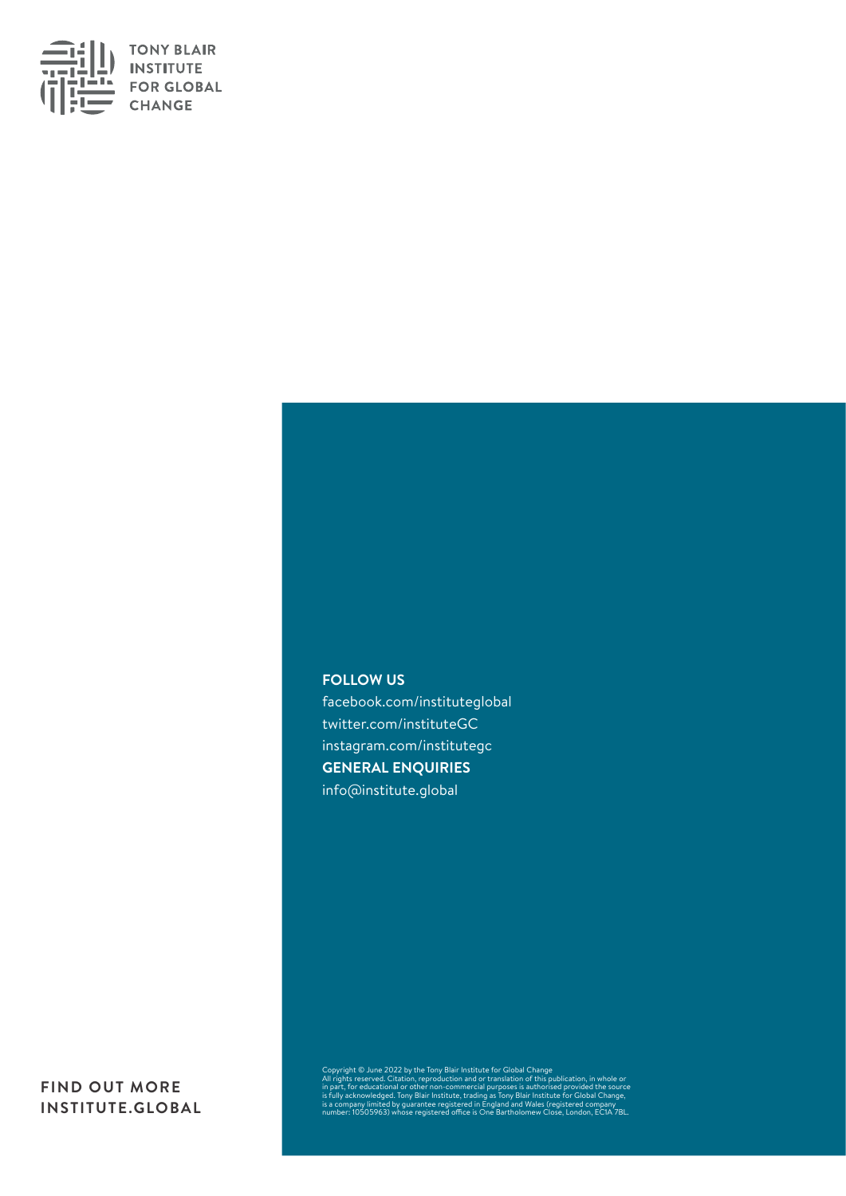TONY BLAIR INSTITUTE FOR GLOBAL CHANGE

**FOLLOW US**

facebook.com/instituteglobal
twitter.com/instituteGC
instagram.com/institutegc

**GENERAL ENQUIRIES**

info@institute.global

Copyright © June 2022 by the Tony Blair Institute for Global Change
All rights reserved. Citation, reproduction and or translation of this publication, in whole or in part, for educational or other non-commercial purposes is authorised provided the source is fully acknowledged. Tony Blair Institute, trading as Tony Blair Institute for Global Change, is a company limited by guarantee registered in England and Wales (registered company number: 10505963) whose registered office is One Bartholomew Close, London, EC1A 7BL.

**FIND OUT MORE**
**INSTITUTE.GLOBAL**